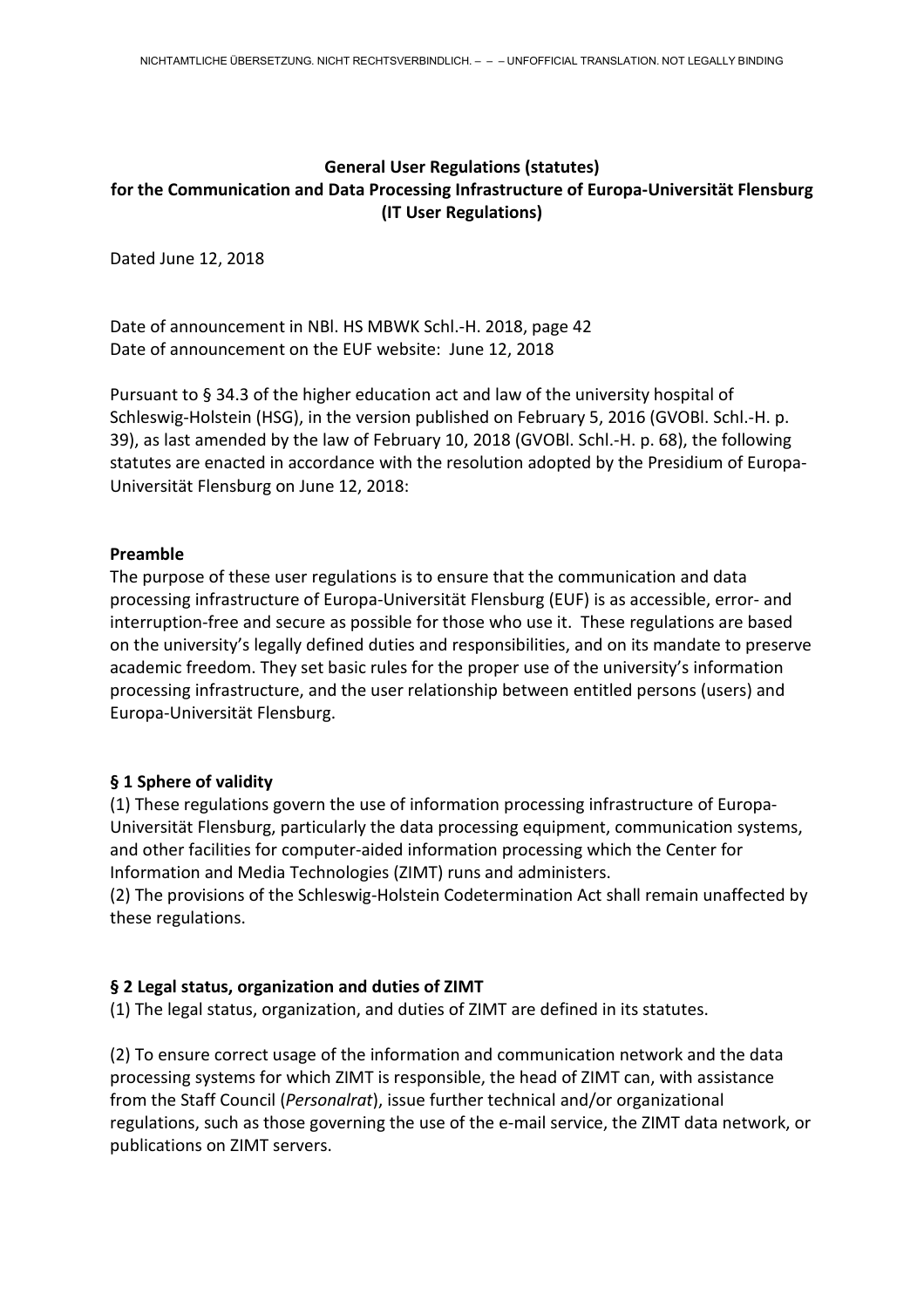**General User Regulations (statutes)**
**for the Communication and Data Processing Infrastructure of Europa-Universität Flensburg**
**(IT User Regulations)**

Dated June 12, 2018

Date of announcement in NBl. HS MBWK Schl.-H. 2018, page 42
Date of announcement on the EUF website: June 12, 2018

Pursuant to § 34.3 of the higher education act and law of the university hospital of Schleswig-Holstein (HSG), in the version published on February 5, 2016 (GVOBl. Schl.-H. p. 39), as last amended by the law of February 10, 2018 (GVOBl. Schl.-H. p. 68), the following statutes are enacted in accordance with the resolution adopted by the Presidium of Europa-Universität Flensburg on June 12, 2018:

## Preamble

The purpose of these user regulations is to ensure that the communication and data processing infrastructure of Europa-Universität Flensburg (EUF) is as accessible, error- and interruption-free and secure as possible for those who use it. These regulations are based on the university's legally defined duties and responsibilities, and on its mandate to preserve academic freedom. They set basic rules for the proper use of the university's information processing infrastructure, and the user relationship between entitled persons (users) and Europa-Universität Flensburg.

## § 1 Sphere of validity

(1) These regulations govern the use of information processing infrastructure of Europa-Universität Flensburg, particularly the data processing equipment, communication systems, and other facilities for computer-aided information processing which the Center for Information and Media Technologies (ZIMT) runs and administers.
(2) The provisions of the Schleswig-Holstein Codetermination Act shall remain unaffected by these regulations.

## § 2 Legal status, organization and duties of ZIMT

(1) The legal status, organization, and duties of ZIMT are defined in its statutes.

(2) To ensure correct usage of the information and communication network and the data processing systems for which ZIMT is responsible, the head of ZIMT can, with assistance from the Staff Council (*Personalrat*), issue further technical and/or organizational regulations, such as those governing the use of the e-mail service, the ZIMT data network, or publications on ZIMT servers.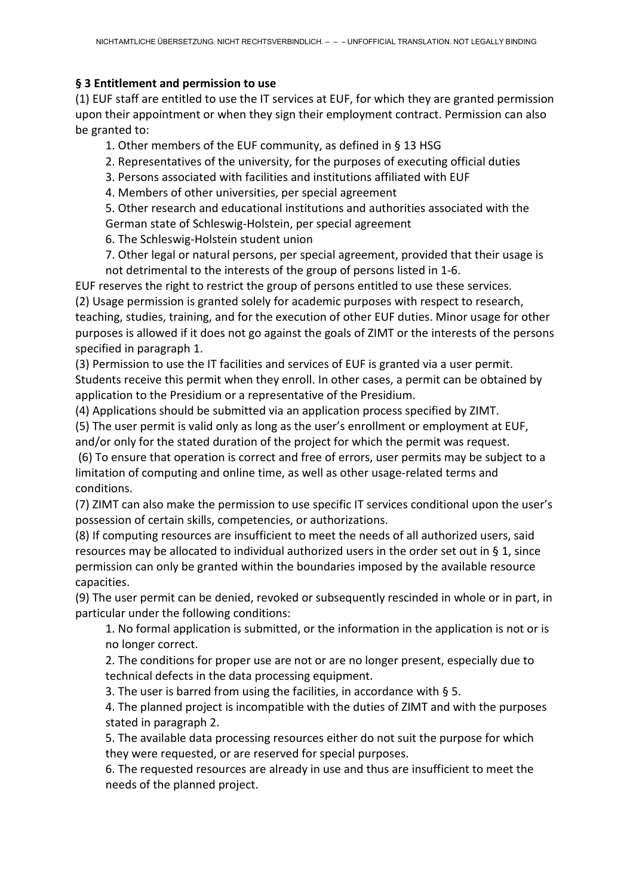## § 3 Entitlement and permission to use

(1) EUF staff are entitled to use the IT services at EUF, for which they are granted permission upon their appointment or when they sign their employment contract. Permission can also be granted to:

1. Other members of the EUF community, as defined in § 13 HSG
2. Representatives of the university, for the purposes of executing official duties
3. Persons associated with facilities and institutions affiliated with EUF
4. Members of other universities, per special agreement
5. Other research and educational institutions and authorities associated with the German state of Schleswig-Holstein, per special agreement
6. The Schleswig-Holstein student union
7. Other legal or natural persons, per special agreement, provided that their usage is not detrimental to the interests of the group of persons listed in 1-6.

EUF reserves the right to restrict the group of persons entitled to use these services.

(2) Usage permission is granted solely for academic purposes with respect to research, teaching, studies, training, and for the execution of other EUF duties. Minor usage for other purposes is allowed if it does not go against the goals of ZIMT or the interests of the persons specified in paragraph 1.

(3) Permission to use the IT facilities and services of EUF is granted via a user permit. Students receive this permit when they enroll. In other cases, a permit can be obtained by application to the Presidium or a representative of the Presidium.

(4) Applications should be submitted via an application process specified by ZIMT.

(5) The user permit is valid only as long as the user's enrollment or employment at EUF, and/or only for the stated duration of the project for which the permit was request.

(6) To ensure that operation is correct and free of errors, user permits may be subject to a limitation of computing and online time, as well as other usage-related terms and conditions.

(7) ZIMT can also make the permission to use specific IT services conditional upon the user's possession of certain skills, competencies, or authorizations.

(8) If computing resources are insufficient to meet the needs of all authorized users, said resources may be allocated to individual authorized users in the order set out in § 1, since permission can only be granted within the boundaries imposed by the available resource capacities.

(9) The user permit can be denied, revoked or subsequently rescinded in whole or in part, in particular under the following conditions:

1. No formal application is submitted, or the information in the application is not or is no longer correct.
2. The conditions for proper use are not or are no longer present, especially due to technical defects in the data processing equipment.
3. The user is barred from using the facilities, in accordance with § 5.
4. The planned project is incompatible with the duties of ZIMT and with the purposes stated in paragraph 2.
5. The available data processing resources either do not suit the purpose for which they were requested, or are reserved for special purposes.
6. The requested resources are already in use and thus are insufficient to meet the needs of the planned project.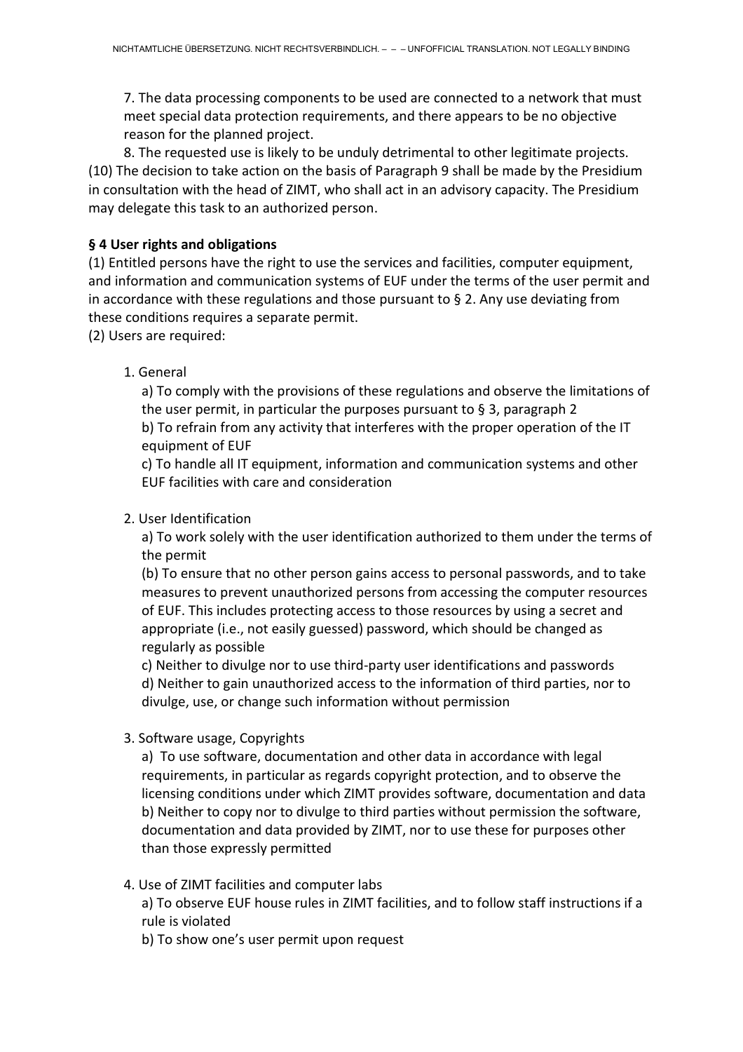7. The data processing components to be used are connected to a network that must meet special data protection requirements, and there appears to be no objective reason for the planned project.

8. The requested use is likely to be unduly detrimental to other legitimate projects.

(10) The decision to take action on the basis of Paragraph 9 shall be made by the Presidium in consultation with the head of ZIMT, who shall act in an advisory capacity. The Presidium may delegate this task to an authorized person.

**§ 4 User rights and obligations**

(1) Entitled persons have the right to use the services and facilities, computer equipment, and information and communication systems of EUF under the terms of the user permit and in accordance with these regulations and those pursuant to § 2. Any use deviating from these conditions requires a separate permit.

(2) Users are required:

1. General

   a) To comply with the provisions of these regulations and observe the limitations of the user permit, in particular the purposes pursuant to § 3, paragraph 2

   b) To refrain from any activity that interferes with the proper operation of the IT equipment of EUF

   c) To handle all IT equipment, information and communication systems and other EUF facilities with care and consideration

2. User Identification

   a) To work solely with the user identification authorized to them under the terms of the permit

   (b) To ensure that no other person gains access to personal passwords, and to take measures to prevent unauthorized persons from accessing the computer resources of EUF. This includes protecting access to those resources by using a secret and appropriate (i.e., not easily guessed) password, which should be changed as regularly as possible

   c) Neither to divulge nor to use third-party user identifications and passwords

   d) Neither to gain unauthorized access to the information of third parties, nor to divulge, use, or change such information without permission

3. Software usage, Copyrights

   a) To use software, documentation and other data in accordance with legal requirements, in particular as regards copyright protection, and to observe the licensing conditions under which ZIMT provides software, documentation and data

   b) Neither to copy nor to divulge to third parties without permission the software, documentation and data provided by ZIMT, nor to use these for purposes other than those expressly permitted

4. Use of ZIMT facilities and computer labs

   a) To observe EUF house rules in ZIMT facilities, and to follow staff instructions if a rule is violated

   b) To show one's user permit upon request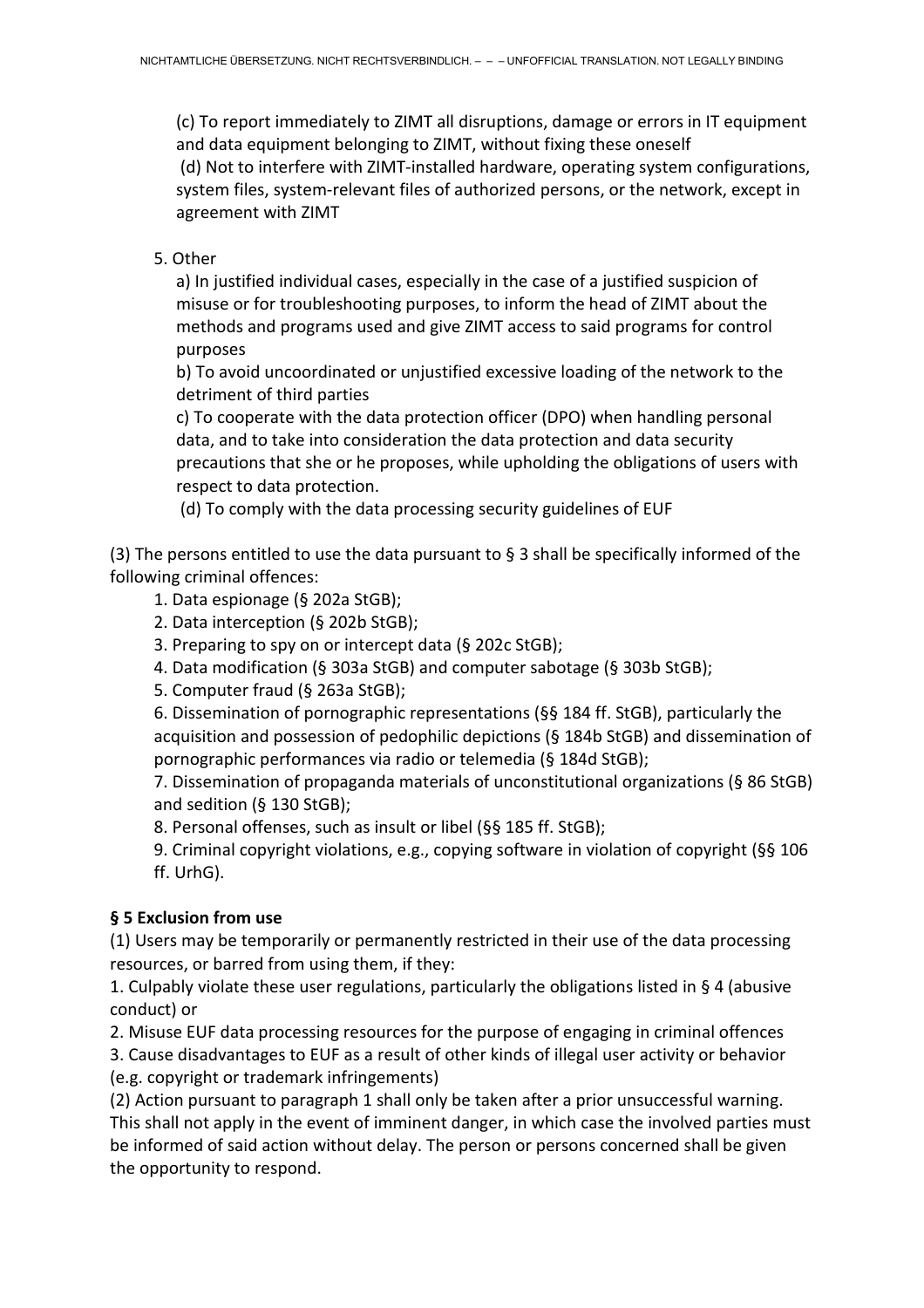(c) To report immediately to ZIMT all disruptions, damage or errors in IT equipment and data equipment belonging to ZIMT, without fixing these oneself
(d) Not to interfere with ZIMT-installed hardware, operating system configurations, system files, system-relevant files of authorized persons, or the network, except in agreement with ZIMT

5. Other

a) In justified individual cases, especially in the case of a justified suspicion of misuse or for troubleshooting purposes, to inform the head of ZIMT about the methods and programs used and give ZIMT access to said programs for control purposes
b) To avoid uncoordinated or unjustified excessive loading of the network to the detriment of third parties
c) To cooperate with the data protection officer (DPO) when handling personal data, and to take into consideration the data protection and data security precautions that she or he proposes, while upholding the obligations of users with respect to data protection.
(d) To comply with the data processing security guidelines of EUF

(3) The persons entitled to use the data pursuant to § 3 shall be specifically informed of the following criminal offences:

1. Data espionage (§ 202a StGB);
2. Data interception (§ 202b StGB);
3. Preparing to spy on or intercept data (§ 202c StGB);
4. Data modification (§ 303a StGB) and computer sabotage (§ 303b StGB);
5. Computer fraud (§ 263a StGB);
6. Dissemination of pornographic representations (§§ 184 ff. StGB), particularly the acquisition and possession of pedophilic depictions (§ 184b StGB) and dissemination of pornographic performances via radio or telemedia (§ 184d StGB);
7. Dissemination of propaganda materials of unconstitutional organizations (§ 86 StGB) and sedition (§ 130 StGB);
8. Personal offenses, such as insult or libel (§§ 185 ff. StGB);
9. Criminal copyright violations, e.g., copying software in violation of copyright (§§ 106 ff. UrhG).

**§ 5 Exclusion from use**

(1) Users may be temporarily or permanently restricted in their use of the data processing resources, or barred from using them, if they:
1. Culpably violate these user regulations, particularly the obligations listed in § 4 (abusive conduct) or
2. Misuse EUF data processing resources for the purpose of engaging in criminal offences
3. Cause disadvantages to EUF as a result of other kinds of illegal user activity or behavior (e.g. copyright or trademark infringements)

(2) Action pursuant to paragraph 1 shall only be taken after a prior unsuccessful warning. This shall not apply in the event of imminent danger, in which case the involved parties must be informed of said action without delay. The person or persons concerned shall be given the opportunity to respond.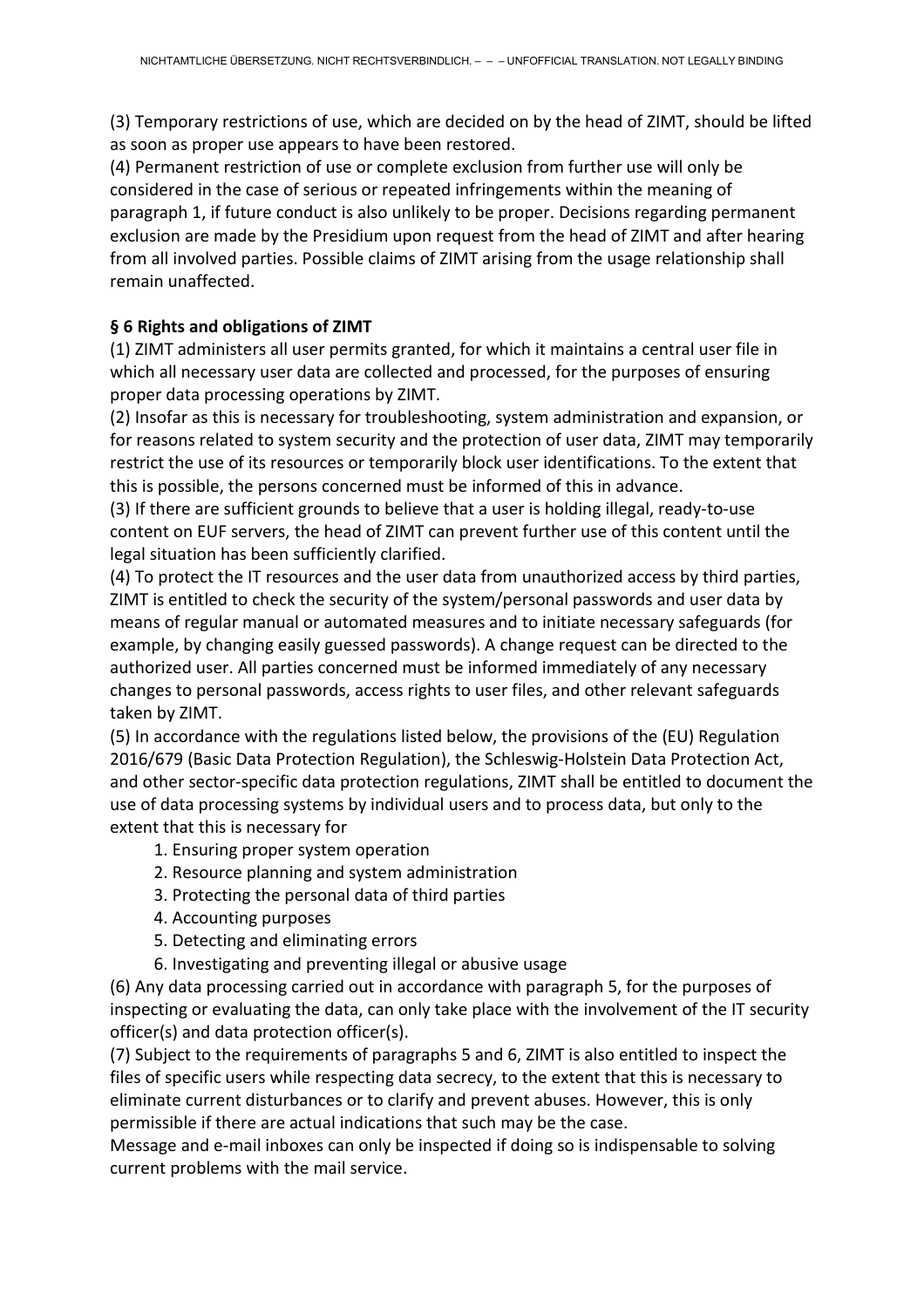(3) Temporary restrictions of use, which are decided on by the head of ZIMT, should be lifted as soon as proper use appears to have been restored.

(4) Permanent restriction of use or complete exclusion from further use will only be considered in the case of serious or repeated infringements within the meaning of paragraph 1, if future conduct is also unlikely to be proper. Decisions regarding permanent exclusion are made by the Presidium upon request from the head of ZIMT and after hearing from all involved parties. Possible claims of ZIMT arising from the usage relationship shall remain unaffected.

**§ 6 Rights and obligations of ZIMT**

(1) ZIMT administers all user permits granted, for which it maintains a central user file in which all necessary user data are collected and processed, for the purposes of ensuring proper data processing operations by ZIMT.

(2) Insofar as this is necessary for troubleshooting, system administration and expansion, or for reasons related to system security and the protection of user data, ZIMT may temporarily restrict the use of its resources or temporarily block user identifications. To the extent that this is possible, the persons concerned must be informed of this in advance.

(3) If there are sufficient grounds to believe that a user is holding illegal, ready-to-use content on EUF servers, the head of ZIMT can prevent further use of this content until the legal situation has been sufficiently clarified.

(4) To protect the IT resources and the user data from unauthorized access by third parties, ZIMT is entitled to check the security of the system/personal passwords and user data by means of regular manual or automated measures and to initiate necessary safeguards (for example, by changing easily guessed passwords). A change request can be directed to the authorized user. All parties concerned must be informed immediately of any necessary changes to personal passwords, access rights to user files, and other relevant safeguards taken by ZIMT.

(5) In accordance with the regulations listed below, the provisions of the (EU) Regulation 2016/679 (Basic Data Protection Regulation), the Schleswig-Holstein Data Protection Act, and other sector-specific data protection regulations, ZIMT shall be entitled to document the use of data processing systems by individual users and to process data, but only to the extent that this is necessary for

1. Ensuring proper system operation
2. Resource planning and system administration
3. Protecting the personal data of third parties
4. Accounting purposes
5. Detecting and eliminating errors
6. Investigating and preventing illegal or abusive usage

(6) Any data processing carried out in accordance with paragraph 5, for the purposes of inspecting or evaluating the data, can only take place with the involvement of the IT security officer(s) and data protection officer(s).

(7) Subject to the requirements of paragraphs 5 and 6, ZIMT is also entitled to inspect the files of specific users while respecting data secrecy, to the extent that this is necessary to eliminate current disturbances or to clarify and prevent abuses. However, this is only permissible if there are actual indications that such may be the case.

Message and e-mail inboxes can only be inspected if doing so is indispensable to solving current problems with the mail service.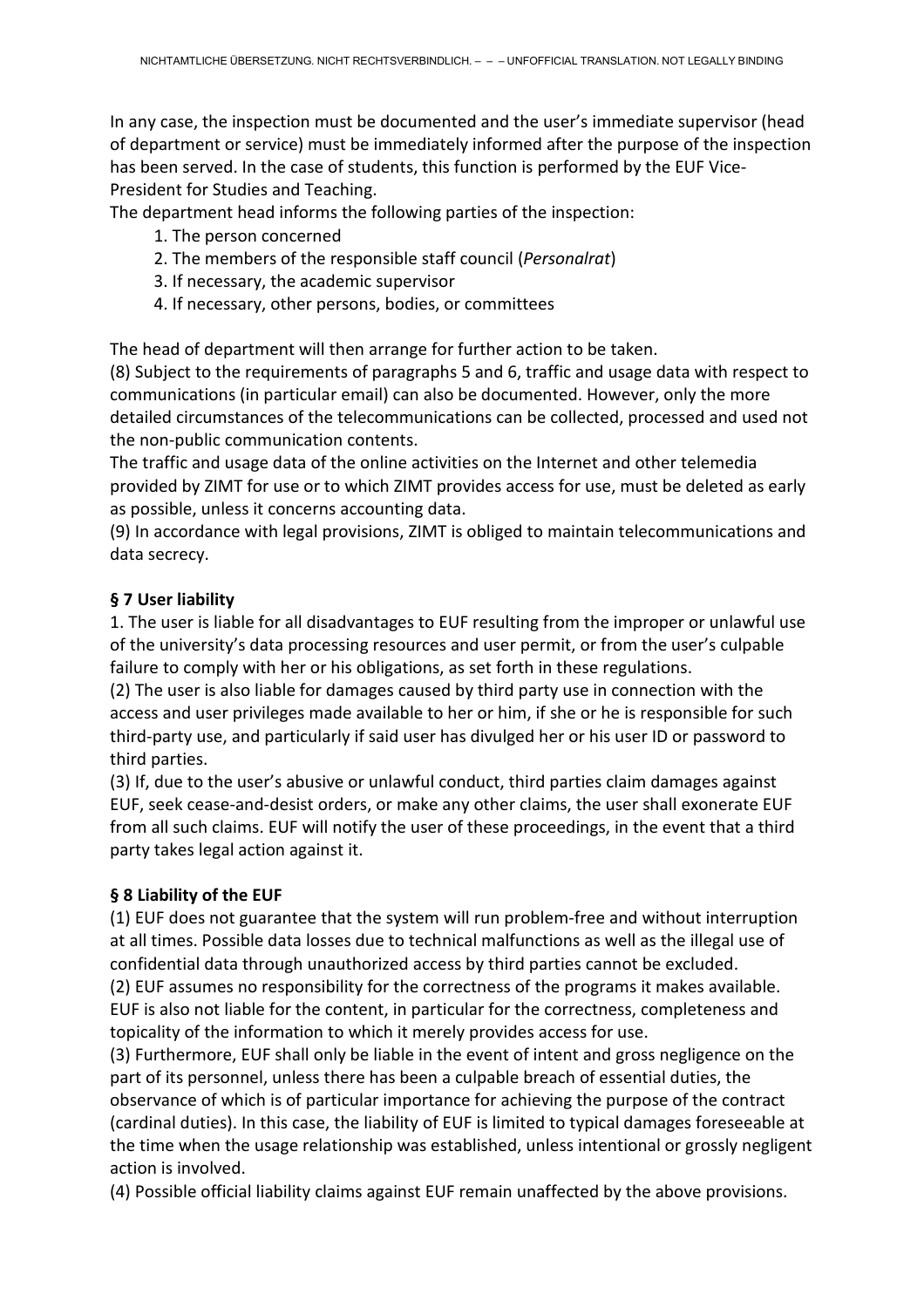In any case, the inspection must be documented and the user's immediate supervisor (head of department or service) must be immediately informed after the purpose of the inspection has been served. In the case of students, this function is performed by the EUF Vice-President for Studies and Teaching.

The department head informs the following parties of the inspection:

1. The person concerned
2. The members of the responsible staff council (*Personalrat*)
3. If necessary, the academic supervisor
4. If necessary, other persons, bodies, or committees

The head of department will then arrange for further action to be taken.

(8) Subject to the requirements of paragraphs 5 and 6, traffic and usage data with respect to communications (in particular email) can also be documented. However, only the more detailed circumstances of the telecommunications can be collected, processed and used not the non-public communication contents.

The traffic and usage data of the online activities on the Internet and other telemedia provided by ZIMT for use or to which ZIMT provides access for use, must be deleted as early as possible, unless it concerns accounting data.

(9) In accordance with legal provisions, ZIMT is obliged to maintain telecommunications and data secrecy.

## § 7 User liability

1. The user is liable for all disadvantages to EUF resulting from the improper or unlawful use of the university's data processing resources and user permit, or from the user's culpable failure to comply with her or his obligations, as set forth in these regulations.

(2) The user is also liable for damages caused by third party use in connection with the access and user privileges made available to her or him, if she or he is responsible for such third-party use, and particularly if said user has divulged her or his user ID or password to third parties.

(3) If, due to the user's abusive or unlawful conduct, third parties claim damages against EUF, seek cease-and-desist orders, or make any other claims, the user shall exonerate EUF from all such claims. EUF will notify the user of these proceedings, in the event that a third party takes legal action against it.

## § 8 Liability of the EUF

(1) EUF does not guarantee that the system will run problem-free and without interruption at all times. Possible data losses due to technical malfunctions as well as the illegal use of confidential data through unauthorized access by third parties cannot be excluded.

(2) EUF assumes no responsibility for the correctness of the programs it makes available. EUF is also not liable for the content, in particular for the correctness, completeness and topicality of the information to which it merely provides access for use.

(3) Furthermore, EUF shall only be liable in the event of intent and gross negligence on the part of its personnel, unless there has been a culpable breach of essential duties, the observance of which is of particular importance for achieving the purpose of the contract (cardinal duties). In this case, the liability of EUF is limited to typical damages foreseeable at the time when the usage relationship was established, unless intentional or grossly negligent action is involved.

(4) Possible official liability claims against EUF remain unaffected by the above provisions.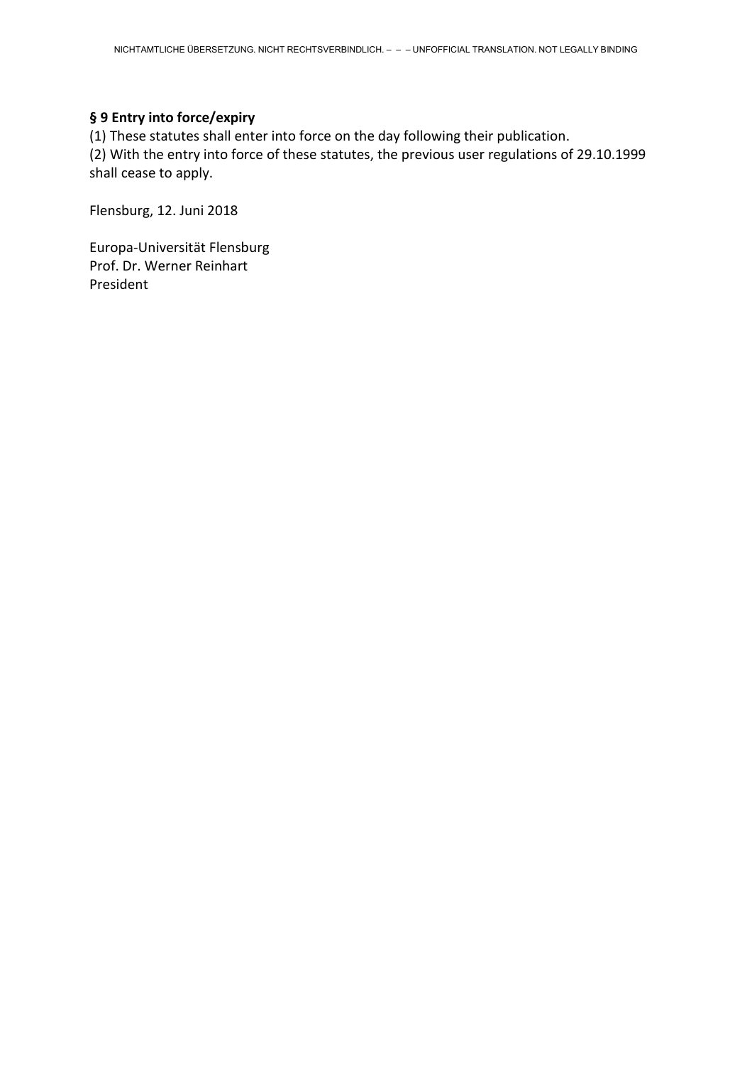**§ 9 Entry into force/expiry**

(1) These statutes shall enter into force on the day following their publication.

(2) With the entry into force of these statutes, the previous user regulations of 29.10.1999 shall cease to apply.

Flensburg, 12. Juni 2018

Europa-Universität Flensburg
Prof. Dr. Werner Reinhart
President